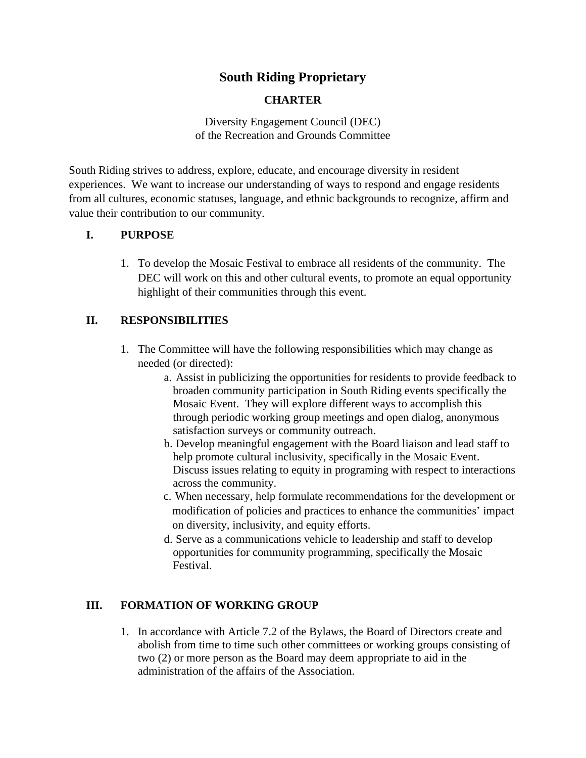# South Riding Proprietary

## CHARTER

Diversity Engagement Council (DEC)
of the Recreation and Grounds Committee

South Riding strives to address, explore, educate, and encourage diversity in resident experiences. We want to increase our understanding of ways to respond and engage residents from all cultures, economic statuses, language, and ethnic backgrounds to recognize, affirm and value their contribution to our community.

### I. PURPOSE

1. To develop the Mosaic Festival to embrace all residents of the community. The DEC will work on this and other cultural events, to promote an equal opportunity highlight of their communities through this event.

### II. RESPONSIBILITIES

1. The Committee will have the following responsibilities which may change as needed (or directed):
   a. Assist in publicizing the opportunities for residents to provide feedback to broaden community participation in South Riding events specifically the Mosaic Event. They will explore different ways to accomplish this through periodic working group meetings and open dialog, anonymous satisfaction surveys or community outreach.
   b. Develop meaningful engagement with the Board liaison and lead staff to help promote cultural inclusivity, specifically in the Mosaic Event. Discuss issues relating to equity in programing with respect to interactions across the community.
   c. When necessary, help formulate recommendations for the development or modification of policies and practices to enhance the communities' impact on diversity, inclusivity, and equity efforts.
   d. Serve as a communications vehicle to leadership and staff to develop opportunities for community programming, specifically the Mosaic Festival.

### III. FORMATION OF WORKING GROUP

1. In accordance with Article 7.2 of the Bylaws, the Board of Directors create and abolish from time to time such other committees or working groups consisting of two (2) or more person as the Board may deem appropriate to aid in the administration of the affairs of the Association.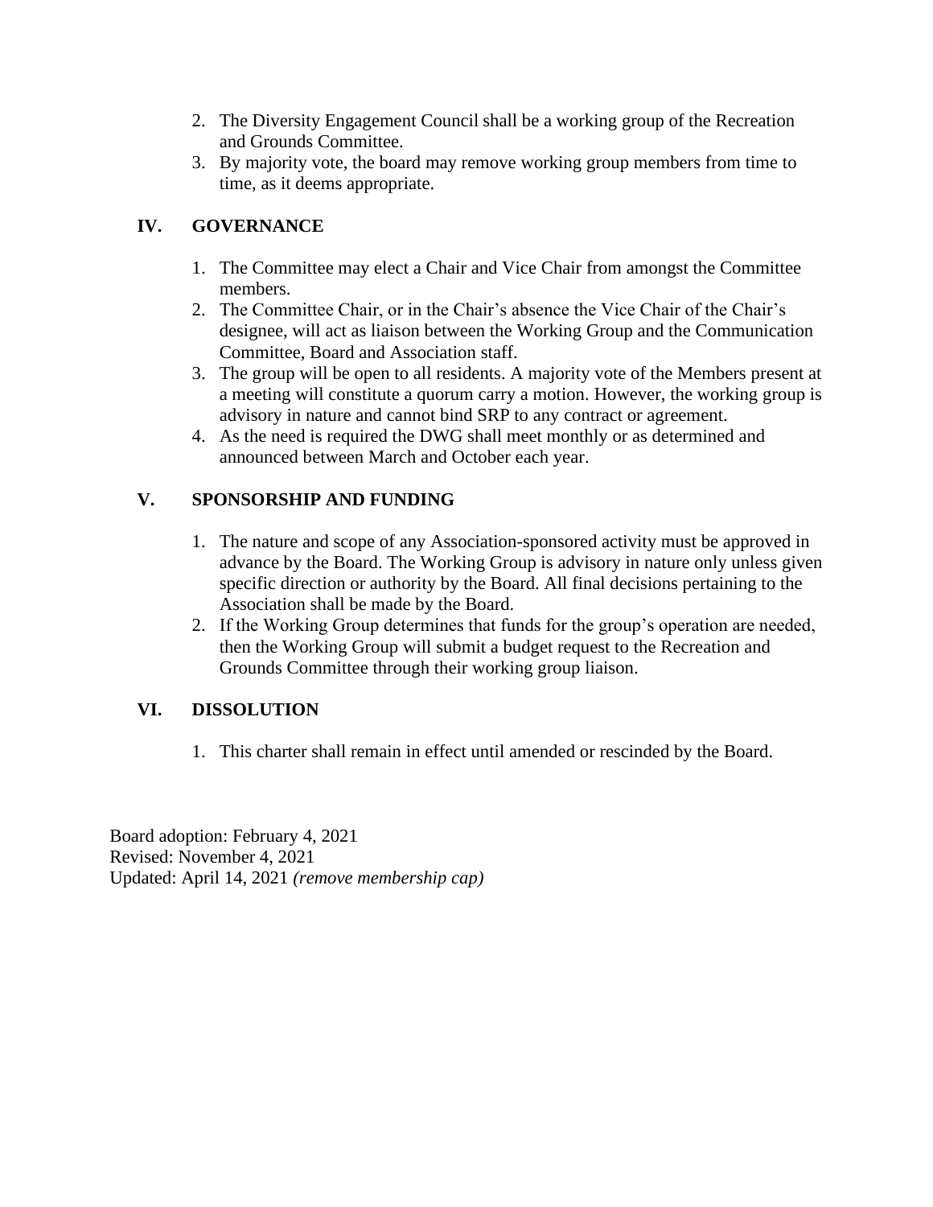2. The Diversity Engagement Council shall be a working group of the Recreation and Grounds Committee.
3. By majority vote, the board may remove working group members from time to time, as it deems appropriate.

## IV. GOVERNANCE

1. The Committee may elect a Chair and Vice Chair from amongst the Committee members.
2. The Committee Chair, or in the Chair's absence the Vice Chair of the Chair's designee, will act as liaison between the Working Group and the Communication Committee, Board and Association staff.
3. The group will be open to all residents. A majority vote of the Members present at a meeting will constitute a quorum carry a motion. However, the working group is advisory in nature and cannot bind SRP to any contract or agreement.
4. As the need is required the DWG shall meet monthly or as determined and announced between March and October each year.

## V. SPONSORSHIP AND FUNDING

1. The nature and scope of any Association-sponsored activity must be approved in advance by the Board. The Working Group is advisory in nature only unless given specific direction or authority by the Board. All final decisions pertaining to the Association shall be made by the Board.
2. If the Working Group determines that funds for the group's operation are needed, then the Working Group will submit a budget request to the Recreation and Grounds Committee through their working group liaison.

## VI. DISSOLUTION

1. This charter shall remain in effect until amended or rescinded by the Board.

Board adoption: February 4, 2021
Revised: November 4, 2021
Updated: April 14, 2021 *(remove membership cap)*